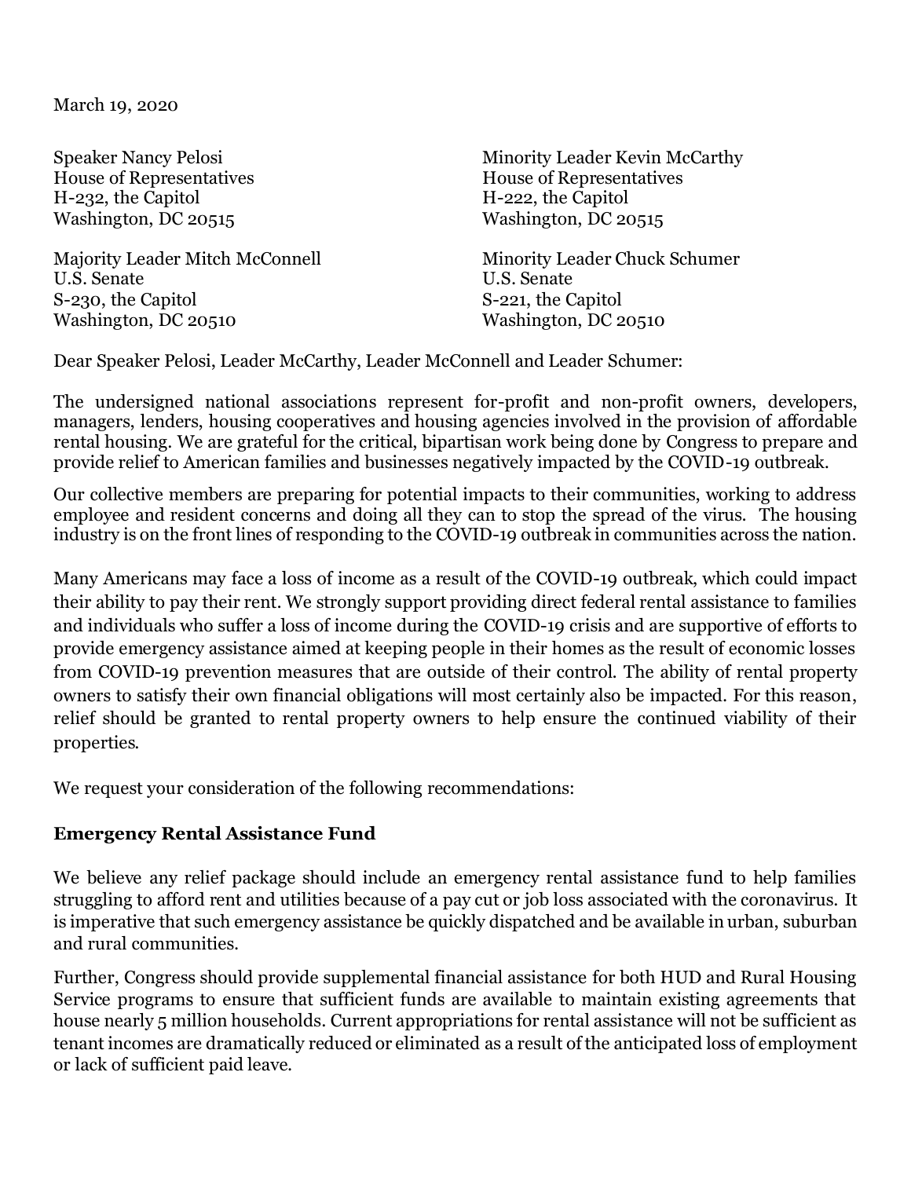March 19, 2020

Speaker Nancy Pelosi
House of Representatives
H-232, the Capitol
Washington, DC 20515

Minority Leader Kevin McCarthy
House of Representatives
H-222, the Capitol
Washington, DC 20515

Majority Leader Mitch McConnell
U.S. Senate
S-230, the Capitol
Washington, DC 20510

Minority Leader Chuck Schumer
U.S. Senate
S-221, the Capitol
Washington, DC 20510

Dear Speaker Pelosi, Leader McCarthy, Leader McConnell and Leader Schumer:

The undersigned national associations represent for-profit and non-profit owners, developers, managers, lenders, housing cooperatives and housing agencies involved in the provision of affordable rental housing. We are grateful for the critical, bipartisan work being done by Congress to prepare and provide relief to American families and businesses negatively impacted by the COVID-19 outbreak.

Our collective members are preparing for potential impacts to their communities, working to address employee and resident concerns and doing all they can to stop the spread of the virus. The housing industry is on the front lines of responding to the COVID-19 outbreak in communities across the nation.

Many Americans may face a loss of income as a result of the COVID-19 outbreak, which could impact their ability to pay their rent. We strongly support providing direct federal rental assistance to families and individuals who suffer a loss of income during the COVID-19 crisis and are supportive of efforts to provide emergency assistance aimed at keeping people in their homes as the result of economic losses from COVID-19 prevention measures that are outside of their control. The ability of rental property owners to satisfy their own financial obligations will most certainly also be impacted. For this reason, relief should be granted to rental property owners to help ensure the continued viability of their properties.

We request your consideration of the following recommendations:

**Emergency Rental Assistance Fund**

We believe any relief package should include an emergency rental assistance fund to help families struggling to afford rent and utilities because of a pay cut or job loss associated with the coronavirus. It is imperative that such emergency assistance be quickly dispatched and be available in urban, suburban and rural communities.

Further, Congress should provide supplemental financial assistance for both HUD and Rural Housing Service programs to ensure that sufficient funds are available to maintain existing agreements that house nearly 5 million households. Current appropriations for rental assistance will not be sufficient as tenant incomes are dramatically reduced or eliminated as a result of the anticipated loss of employment or lack of sufficient paid leave.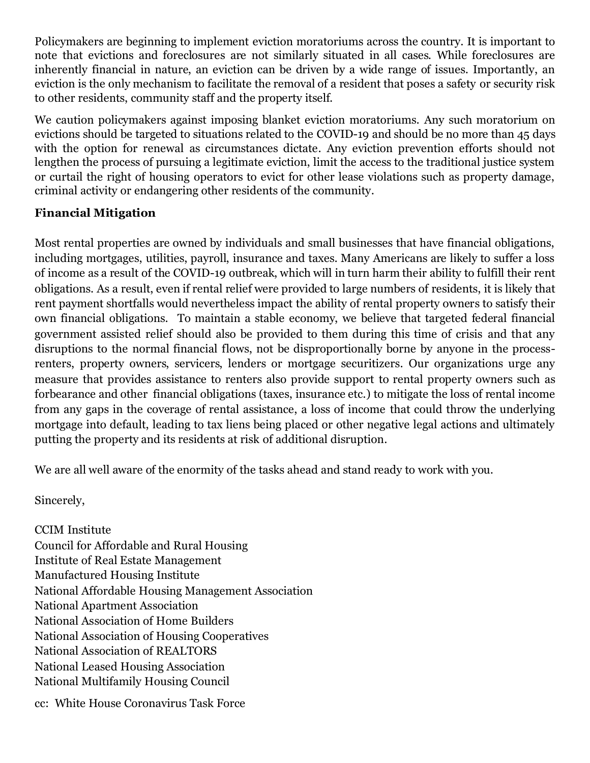Policymakers are beginning to implement eviction moratoriums across the country. It is important to note that evictions and foreclosures are not similarly situated in all cases. While foreclosures are inherently financial in nature, an eviction can be driven by a wide range of issues. Importantly, an eviction is the only mechanism to facilitate the removal of a resident that poses a safety or security risk to other residents, community staff and the property itself.

We caution policymakers against imposing blanket eviction moratoriums. Any such moratorium on evictions should be targeted to situations related to the COVID-19 and should be no more than 45 days with the option for renewal as circumstances dictate. Any eviction prevention efforts should not lengthen the process of pursuing a legitimate eviction, limit the access to the traditional justice system or curtail the right of housing operators to evict for other lease violations such as property damage, criminal activity or endangering other residents of the community.

**Financial Mitigation**

Most rental properties are owned by individuals and small businesses that have financial obligations, including mortgages, utilities, payroll, insurance and taxes. Many Americans are likely to suffer a loss of income as a result of the COVID-19 outbreak, which will in turn harm their ability to fulfill their rent obligations. As a result, even if rental relief were provided to large numbers of residents, it is likely that rent payment shortfalls would nevertheless impact the ability of rental property owners to satisfy their own financial obligations. To maintain a stable economy, we believe that targeted federal financial government assisted relief should also be provided to them during this time of crisis and that any disruptions to the normal financial flows, not be disproportionally borne by anyone in the process- renters, property owners, servicers, lenders or mortgage securitizers. Our organizations urge any measure that provides assistance to renters also provide support to rental property owners such as forbearance and other financial obligations (taxes, insurance etc.) to mitigate the loss of rental income from any gaps in the coverage of rental assistance, a loss of income that could throw the underlying mortgage into default, leading to tax liens being placed or other negative legal actions and ultimately putting the property and its residents at risk of additional disruption.

We are all well aware of the enormity of the tasks ahead and stand ready to work with you.

Sincerely,

CCIM Institute
Council for Affordable and Rural Housing
Institute of Real Estate Management
Manufactured Housing Institute
National Affordable Housing Management Association
National Apartment Association
National Association of Home Builders
National Association of Housing Cooperatives
National Association of REALTORS
National Leased Housing Association
National Multifamily Housing Council

cc: White House Coronavirus Task Force